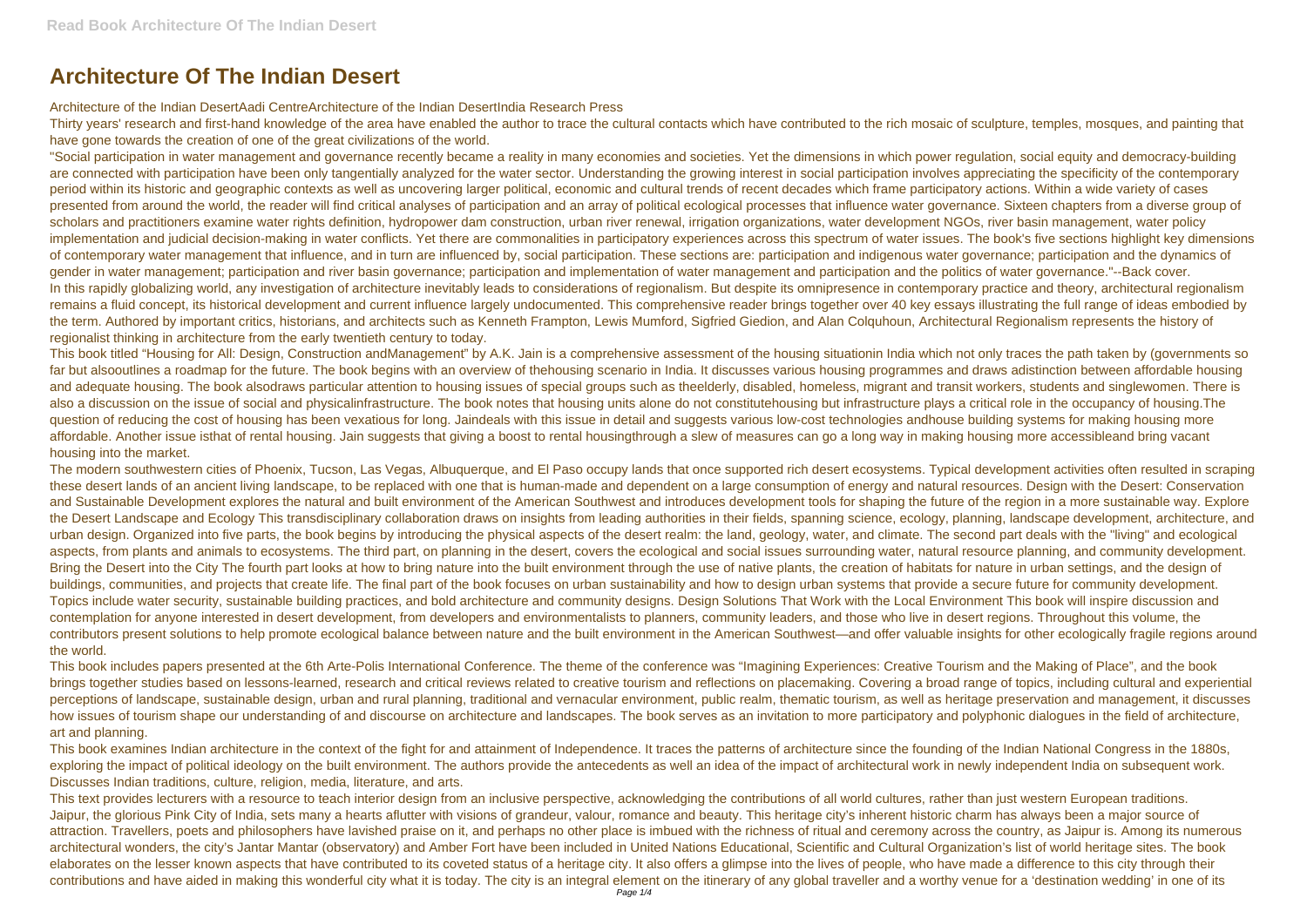# Architecture Of The Indian Desert

Architecture of the Indian DesertAadi CentreArchitecture of the Indian DesertIndia Research Press

Thirty years' research and first-hand knowledge of the area have enabled the author to trace the cultural contacts which have contributed to the rich mosaic of sculpture, temples, mosques, and painting that have gone towards the creation of one of the great civilizations of the world.

"Social participation in water management and governance recently became a reality in many economies and societies. Yet the dimensions in which power regulation, social equity and democracy-building are connected with participation have been only tangentially analyzed for the water sector. Understanding the growing interest in social participation involves appreciating the specificity of the contemporary period within its historic and geographic contexts as well as uncovering larger political, economic and cultural trends of recent decades which frame participatory actions. Within a wide variety of cases presented from around the world, the reader will find critical analyses of participation and an array of political ecological processes that influence water governance. Sixteen chapters from a diverse group of scholars and practitioners examine water rights definition, hydropower dam construction, urban river renewal, irrigation organizations, water development NGOs, river basin management, water policy implementation and judicial decision-making in water conflicts. Yet there are commonalities in participatory experiences across this spectrum of water issues. The book's five sections highlight key dimensions of contemporary water management that influence, and in turn are influenced by, social participation. These sections are: participation and indigenous water governance; participation and the dynamics of gender in water management; participation and river basin governance; participation and implementation of water management and participation and the politics of water governance."--Back cover.

In this rapidly globalizing world, any investigation of architecture inevitably leads to considerations of regionalism. But despite its omnipresence in contemporary practice and theory, architectural regionalism remains a fluid concept, its historical development and current influence largely undocumented. This comprehensive reader brings together over 40 key essays illustrating the full range of ideas embodied by the term. Authored by important critics, historians, and architects such as Kenneth Frampton, Lewis Mumford, Sigfried Giedion, and Alan Colquhoun, Architectural Regionalism represents the history of regionalist thinking in architecture from the early twentieth century to today.

This book titled "Housing for All: Design, Construction andManagement" by A.K. Jain is a comprehensive assessment of the housing situationin India which not only traces the path taken by (governments so far but alsooutlines a roadmap for the future. The book begins with an overview of thehousing scenario in India. It discusses various housing programmes and draws adistinction between affordable housing and adequate housing. The book alsodraws particular attention to housing issues of special groups such as theelderly, disabled, homeless, migrant and transit workers, students and singlewomen. There is also a discussion on the issue of social and physicalinfrastructure. The book notes that housing units alone do not constitutehousing but infrastructure plays a critical role in the occupancy of housing.The question of reducing the cost of housing has been vexatious for long. Jaindeals with this issue in detail and suggests various low-cost technologies andhouse building systems for making housing more affordable. Another issue isthat of rental housing. Jain suggests that giving a boost to rental housingthrough a slew of measures can go a long way in making housing more accessibleand bring vacant housing into the market.

The modern southwestern cities of Phoenix, Tucson, Las Vegas, Albuquerque, and El Paso occupy lands that once supported rich desert ecosystems. Typical development activities often resulted in scraping these desert lands of an ancient living landscape, to be replaced with one that is human-made and dependent on a large consumption of energy and natural resources. Design with the Desert: Conservation and Sustainable Development explores the natural and built environment of the American Southwest and introduces development tools for shaping the future of the region in a more sustainable way. Explore the Desert Landscape and Ecology This transdisciplinary collaboration draws on insights from leading authorities in their fields, spanning science, ecology, planning, landscape development, architecture, and urban design. Organized into five parts, the book begins by introducing the physical aspects of the desert realm: the land, geology, water, and climate. The second part deals with the "living" and ecological aspects, from plants and animals to ecosystems. The third part, on planning in the desert, covers the ecological and social issues surrounding water, natural resource planning, and community development. Bring the Desert into the City The fourth part looks at how to bring nature into the built environment through the use of native plants, the creation of habitats for nature in urban settings, and the design of buildings, communities, and projects that create life. The final part of the book focuses on urban sustainability and how to design urban systems that provide a secure future for community development. Topics include water security, sustainable building practices, and bold architecture and community designs. Design Solutions That Work with the Local Environment This book will inspire discussion and contemplation for anyone interested in desert development, from developers and environmentalists to planners, community leaders, and those who live in desert regions. Throughout this volume, the contributors present solutions to help promote ecological balance between nature and the built environment in the American Southwest—and offer valuable insights for other ecologically fragile regions around the world.

This book includes papers presented at the 6th Arte-Polis International Conference. The theme of the conference was "Imagining Experiences: Creative Tourism and the Making of Place", and the book brings together studies based on lessons-learned, research and critical reviews related to creative tourism and reflections on placemaking. Covering a broad range of topics, including cultural and experiential perceptions of landscape, sustainable design, urban and rural planning, traditional and vernacular environment, public realm, thematic tourism, as well as heritage preservation and management, it discusses how issues of tourism shape our understanding of and discourse on architecture and landscapes. The book serves as an invitation to more participatory and polyphonic dialogues in the field of architecture, art and planning.

This book examines Indian architecture in the context of the fight for and attainment of Independence. It traces the patterns of architecture since the founding of the Indian National Congress in the 1880s, exploring the impact of political ideology on the built environment. The authors provide the antecedents as well an idea of the impact of architectural work in newly independent India on subsequent work. Discusses Indian traditions, culture, religion, media, literature, and arts.

This text provides lecturers with a resource to teach interior design from an inclusive perspective, acknowledging the contributions of all world cultures, rather than just western European traditions.

Jaipur, the glorious Pink City of India, sets many a hearts aflutter with visions of grandeur, valour, romance and beauty. This heritage city's inherent historic charm has always been a major source of attraction. Travellers, poets and philosophers have lavished praise on it, and perhaps no other place is imbued with the richness of ritual and ceremony across the country, as Jaipur is. Among its numerous architectural wonders, the city's Jantar Mantar (observatory) and Amber Fort have been included in United Nations Educational, Scientific and Cultural Organization's list of world heritage sites. The book elaborates on the lesser known aspects that have contributed to its coveted status of a heritage city. It also offers a glimpse into the lives of people, who have made a difference to this city through their contributions and have aided in making this wonderful city what it is today. The city is an integral element on the itinerary of any global traveller and a worthy venue for a 'destination wedding' in one of its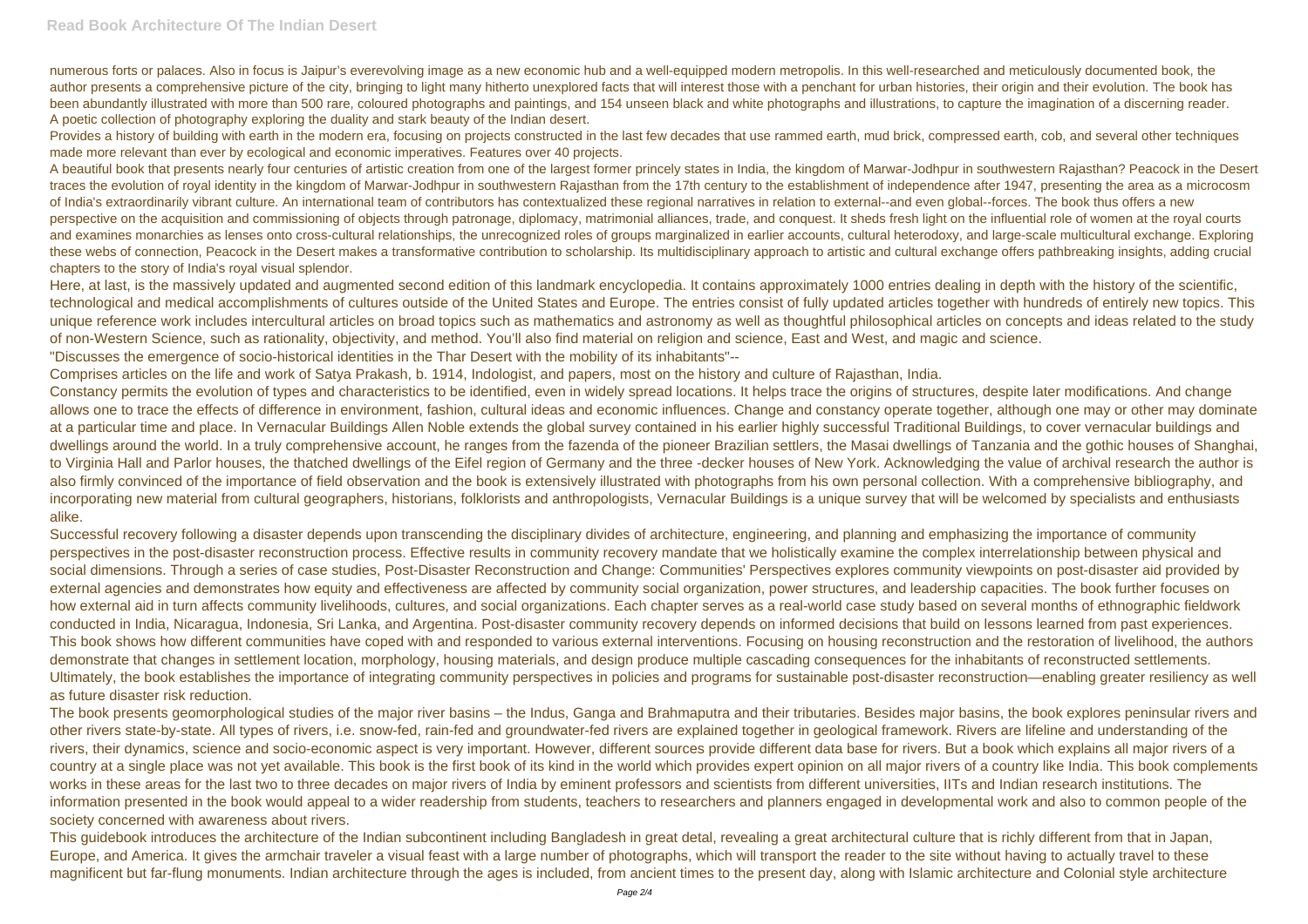numerous forts or palaces. Also in focus is Jaipur's everevolving image as a new economic hub and a well-equipped modern metropolis. In this well-researched and meticulously documented book, the author presents a comprehensive picture of the city, bringing to light many hitherto unexplored facts that will interest those with a penchant for urban histories, their origin and their evolution. The book has been abundantly illustrated with more than 500 rare, coloured photographs and paintings, and 154 unseen black and white photographs and illustrations, to capture the imagination of a discerning reader.

A poetic collection of photography exploring the duality and stark beauty of the Indian desert.

Provides a history of building with earth in the modern era, focusing on projects constructed in the last few decades that use rammed earth, mud brick, compressed earth, cob, and several other techniques made more relevant than ever by ecological and economic imperatives. Features over 40 projects.

A beautiful book that presents nearly four centuries of artistic creation from one of the largest former princely states in India, the kingdom of Marwar-Jodhpur in southwestern Rajasthan? Peacock in the Desert traces the evolution of royal identity in the kingdom of Marwar-Jodhpur in southwestern Rajasthan from the 17th century to the establishment of independence after 1947, presenting the area as a microcosm of India's extraordinarily vibrant culture. An international team of contributors has contextualized these regional narratives in relation to external--and even global--forces. The book thus offers a new perspective on the acquisition and commissioning of objects through patronage, diplomacy, matrimonial alliances, trade, and conquest. It sheds fresh light on the influential role of women at the royal courts and examines monarchies as lenses onto cross-cultural relationships, the unrecognized roles of groups marginalized in earlier accounts, cultural heterodoxy, and large-scale multicultural exchange. Exploring these webs of connection, Peacock in the Desert makes a transformative contribution to scholarship. Its multidisciplinary approach to artistic and cultural exchange offers pathbreaking insights, adding crucial chapters to the story of India's royal visual splendor.

Here, at last, is the massively updated and augmented second edition of this landmark encyclopedia. It contains approximately 1000 entries dealing in depth with the history of the scientific, technological and medical accomplishments of cultures outside of the United States and Europe. The entries consist of fully updated articles together with hundreds of entirely new topics. This unique reference work includes intercultural articles on broad topics such as mathematics and astronomy as well as thoughtful philosophical articles on concepts and ideas related to the study of non-Western Science, such as rationality, objectivity, and method. You'll also find material on religion and science, East and West, and magic and science.

"Discusses the emergence of socio-historical identities in the Thar Desert with the mobility of its inhabitants"--

Comprises articles on the life and work of Satya Prakash, b. 1914, Indologist, and papers, most on the history and culture of Rajasthan, India.

Constancy permits the evolution of types and characteristics to be identified, even in widely spread locations. It helps trace the origins of structures, despite later modifications. And change allows one to trace the effects of difference in environment, fashion, cultural ideas and economic influences. Change and constancy operate together, although one may or other may dominate at a particular time and place. In Vernacular Buildings Allen Noble extends the global survey contained in his earlier highly successful Traditional Buildings, to cover vernacular buildings and dwellings around the world. In a truly comprehensive account, he ranges from the fazenda of the pioneer Brazilian settlers, the Masai dwellings of Tanzania and the gothic houses of Shanghai, to Virginia Hall and Parlor houses, the thatched dwellings of the Eifel region of Germany and the three -decker houses of New York. Acknowledging the value of archival research the author is also firmly convinced of the importance of field observation and the book is extensively illustrated with photographs from his own personal collection. With a comprehensive bibliography, and incorporating new material from cultural geographers, historians, folklorists and anthropologists, Vernacular Buildings is a unique survey that will be welcomed by specialists and enthusiasts alike.

Successful recovery following a disaster depends upon transcending the disciplinary divides of architecture, engineering, and planning and emphasizing the importance of community perspectives in the post-disaster reconstruction process. Effective results in community recovery mandate that we holistically examine the complex interrelationship between physical and social dimensions. Through a series of case studies, Post-Disaster Reconstruction and Change: Communities' Perspectives explores community viewpoints on post-disaster aid provided by external agencies and demonstrates how equity and effectiveness are affected by community social organization, power structures, and leadership capacities. The book further focuses on how external aid in turn affects community livelihoods, cultures, and social organizations. Each chapter serves as a real-world case study based on several months of ethnographic fieldwork conducted in India, Nicaragua, Indonesia, Sri Lanka, and Argentina. Post-disaster community recovery depends on informed decisions that build on lessons learned from past experiences. This book shows how different communities have coped with and responded to various external interventions. Focusing on housing reconstruction and the restoration of livelihood, the authors demonstrate that changes in settlement location, morphology, housing materials, and design produce multiple cascading consequences for the inhabitants of reconstructed settlements. Ultimately, the book establishes the importance of integrating community perspectives in policies and programs for sustainable post-disaster reconstruction—enabling greater resiliency as well as future disaster risk reduction.

The book presents geomorphological studies of the major river basins – the Indus, Ganga and Brahmaputra and their tributaries. Besides major basins, the book explores peninsular rivers and other rivers state-by-state. All types of rivers, i.e. snow-fed, rain-fed and groundwater-fed rivers are explained together in geological framework. Rivers are lifeline and understanding of the rivers, their dynamics, science and socio-economic aspect is very important. However, different sources provide different data base for rivers. But a book which explains all major rivers of a country at a single place was not yet available. This book is the first book of its kind in the world which provides expert opinion on all major rivers of a country like India. This book complements works in these areas for the last two to three decades on major rivers of India by eminent professors and scientists from different universities, IITs and Indian research institutions. The information presented in the book would appeal to a wider readership from students, teachers to researchers and planners engaged in developmental work and also to common people of the society concerned with awareness about rivers.

This guidebook introduces the architecture of the Indian subcontinent including Bangladesh in great detal, revealing a great architectural culture that is richly different from that in Japan, Europe, and America. It gives the armchair traveler a visual feast with a large number of photographs, which will transport the reader to the site without having to actually travel to these magnificent but far-flung monuments. Indian architecture through the ages is included, from ancient times to the present day, along with Islamic architecture and Colonial style architecture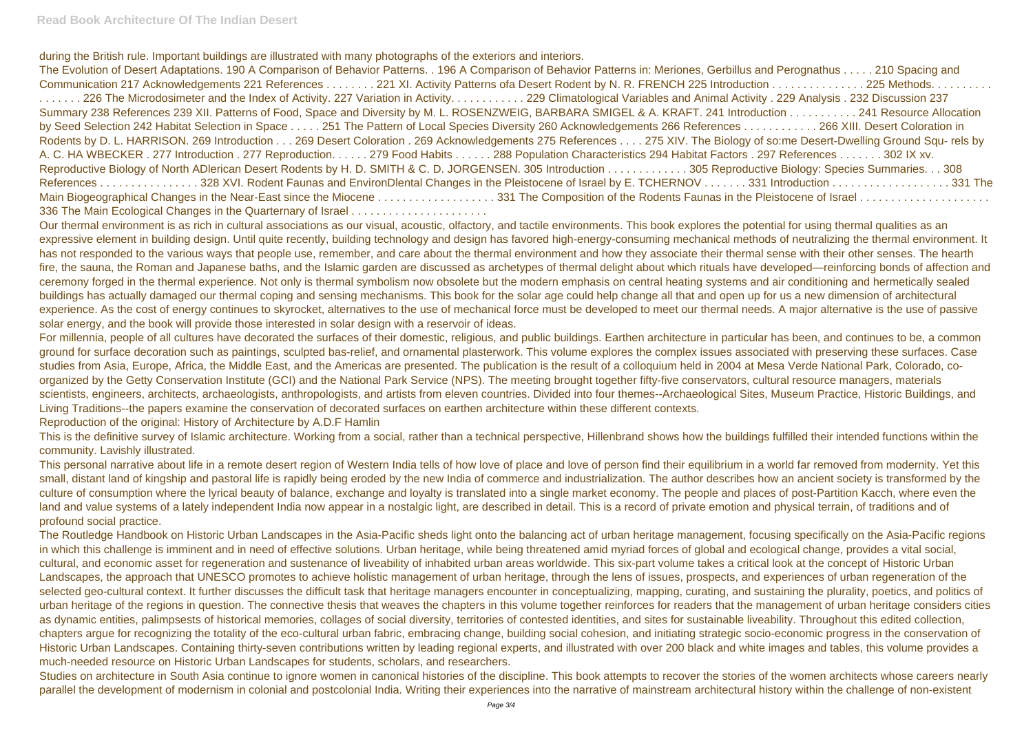during the British rule. Important buildings are illustrated with many photographs of the exteriors and interiors.

The Evolution of Desert Adaptations. 190 A Comparison of Behavior Patterns. . 196 A Comparison of Behavior Patterns in: Meriones, Gerbillus and Perognathus . . . . . 210 Spacing and Communication 217 Acknowledgements 221 References . . . . . . . . 221 XI. Activity Patterns ofa Desert Rodent by N. R. FRENCH 225 Introduction . . . . . . . . . . . . . . 225 Methods. . . . . . . . . . . . . . . . 226 The Microdosimeter and the Index of Activity. 227 Variation in Activity. . . . . . . . . . . 229 Climatological Variables and Animal Activity . 229 Analysis . 232 Discussion 237 Summary 238 References 239 XII. Patterns of Food, Space and Diversity by M. L. ROSENZWEIG, BARBARA SMIGEL & A. KRAFT. 241 Introduction . . . . . . . . . . 241 Resource Allocation by Seed Selection 242 Habitat Selection in Space . . . . . 251 The Pattern of Local Species Diversity 260 Acknowledgements 266 References . . . . . . . . . . . 266 XIII. Desert Coloration in Rodents by D. L. HARRISON. 269 Introduction . . . 269 Desert Coloration . 269 Acknowledgements 275 References . . . . 275 XIV. The Biology of so:me Desert-Dwelling Ground Squ- rels by A. C. HA WBECKER . 277 Introduction . 277 Reproduction. . . . . . 279 Food Habits . . . . . . 288 Population Characteristics 294 Habitat Factors . 297 References . . . . . . . 302 IX xv. Reproductive Biology of North ADlerican Desert Rodents by H. D. SMITH & C. D. JORGENSEN. 305 Introduction . . . . . . . . . . . . 305 Reproductive Biology: Species Summaries. . . 308 References . . . . . . . . . . . . . . . . 328 XVI. Rodent Faunas and EnvironDlental Changes in the Pleistocene of Israel by E. TCHERNOV . . . . . . . 331 Introduction . . . . . . . . . . . . . . . . . . . 331 The Main Biogeographical Changes in the Near-East since the Miocene . . . . . . . . . . . . . . . . . . . 331 The Composition of the Rodents Faunas in the Pleistocene of Israel . . . . . . . . . . . . . . . . . . . . . 336 The Main Ecological Changes in the Quarternary of Israel . . . . . . . . . . . . . . . . . . . . . .

Our thermal environment is as rich in cultural associations as our visual, acoustic, olfactory, and tactile environments. This book explores the potential for using thermal qualities as an expressive element in building design. Until quite recently, building technology and design has favored high-energy-consuming mechanical methods of neutralizing the thermal environment. It has not responded to the various ways that people use, remember, and care about the thermal environment and how they associate their thermal sense with their other senses. The hearth fire, the sauna, the Roman and Japanese baths, and the Islamic garden are discussed as archetypes of thermal delight about which rituals have developed—reinforcing bonds of affection and ceremony forged in the thermal experience. Not only is thermal symbolism now obsolete but the modern emphasis on central heating systems and air conditioning and hermetically sealed buildings has actually damaged our thermal coping and sensing mechanisms. This book for the solar age could help change all that and open up for us a new dimension of architectural experience. As the cost of energy continues to skyrocket, alternatives to the use of mechanical force must be developed to meet our thermal needs. A major alternative is the use of passive solar energy, and the book will provide those interested in solar design with a reservoir of ideas.

For millennia, people of all cultures have decorated the surfaces of their domestic, religious, and public buildings. Earthen architecture in particular has been, and continues to be, a common ground for surface decoration such as paintings, sculpted bas-relief, and ornamental plasterwork. This volume explores the complex issues associated with preserving these surfaces. Case studies from Asia, Europe, Africa, the Middle East, and the Americas are presented. The publication is the result of a colloquium held in 2004 at Mesa Verde National Park, Colorado, co-organized by the Getty Conservation Institute (GCI) and the National Park Service (NPS). The meeting brought together fifty-five conservators, cultural resource managers, materials scientists, engineers, architects, archaeologists, anthropologists, and artists from eleven countries. Divided into four themes--Archaeological Sites, Museum Practice, Historic Buildings, and Living Traditions--the papers examine the conservation of decorated surfaces on earthen architecture within these different contexts.

Reproduction of the original: History of Architecture by A.D.F Hamlin

This is the definitive survey of Islamic architecture. Working from a social, rather than a technical perspective, Hillenbrand shows how the buildings fulfilled their intended functions within the community. Lavishly illustrated.

This personal narrative about life in a remote desert region of Western India tells of how love of place and love of person find their equilibrium in a world far removed from modernity. Yet this small, distant land of kingship and pastoral life is rapidly being eroded by the new India of commerce and industrialization. The author describes how an ancient society is transformed by the culture of consumption where the lyrical beauty of balance, exchange and loyalty is translated into a single market economy. The people and places of post-Partition Kacch, where even the land and value systems of a lately independent India now appear in a nostalgic light, are described in detail. This is a record of private emotion and physical terrain, of traditions and of profound social practice.

The Routledge Handbook on Historic Urban Landscapes in the Asia-Pacific sheds light onto the balancing act of urban heritage management, focusing specifically on the Asia-Pacific regions in which this challenge is imminent and in need of effective solutions. Urban heritage, while being threatened amid myriad forces of global and ecological change, provides a vital social, cultural, and economic asset for regeneration and sustenance of liveability of inhabited urban areas worldwide. This six-part volume takes a critical look at the concept of Historic Urban Landscapes, the approach that UNESCO promotes to achieve holistic management of urban heritage, through the lens of issues, prospects, and experiences of urban regeneration of the selected geo-cultural context. It further discusses the difficult task that heritage managers encounter in conceptualizing, mapping, curating, and sustaining the plurality, poetics, and politics of urban heritage of the regions in question. The connective thesis that weaves the chapters in this volume together reinforces for readers that the management of urban heritage considers cities as dynamic entities, palimpsests of historical memories, collages of social diversity, territories of contested identities, and sites for sustainable liveability. Throughout this edited collection, chapters argue for recognizing the totality of the eco-cultural urban fabric, embracing change, building social cohesion, and initiating strategic socio-economic progress in the conservation of Historic Urban Landscapes. Containing thirty-seven contributions written by leading regional experts, and illustrated with over 200 black and white images and tables, this volume provides a much-needed resource on Historic Urban Landscapes for students, scholars, and researchers.

Studies on architecture in South Asia continue to ignore women in canonical histories of the discipline. This book attempts to recover the stories of the women architects whose careers nearly parallel the development of modernism in colonial and postcolonial India. Writing their experiences into the narrative of mainstream architectural history within the challenge of non-existent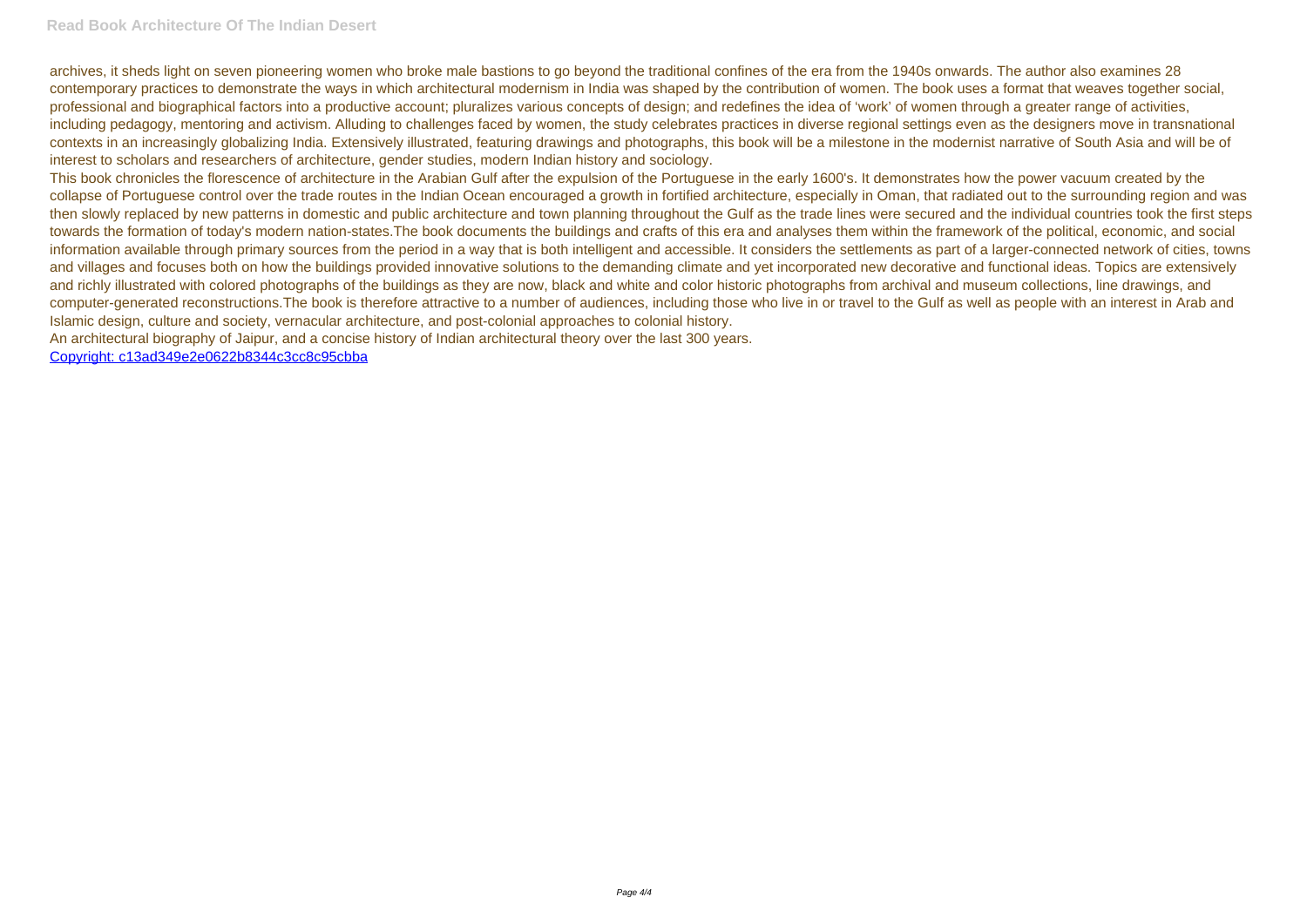archives, it sheds light on seven pioneering women who broke male bastions to go beyond the traditional confines of the era from the 1940s onwards. The author also examines 28 contemporary practices to demonstrate the ways in which architectural modernism in India was shaped by the contribution of women. The book uses a format that weaves together social, professional and biographical factors into a productive account; pluralizes various concepts of design; and redefines the idea of 'work' of women through a greater range of activities, including pedagogy, mentoring and activism. Alluding to challenges faced by women, the study celebrates practices in diverse regional settings even as the designers move in transnational contexts in an increasingly globalizing India. Extensively illustrated, featuring drawings and photographs, this book will be a milestone in the modernist narrative of South Asia and will be of interest to scholars and researchers of architecture, gender studies, modern Indian history and sociology.

This book chronicles the florescence of architecture in the Arabian Gulf after the expulsion of the Portuguese in the early 1600's. It demonstrates how the power vacuum created by the collapse of Portuguese control over the trade routes in the Indian Ocean encouraged a growth in fortified architecture, especially in Oman, that radiated out to the surrounding region and was then slowly replaced by new patterns in domestic and public architecture and town planning throughout the Gulf as the trade lines were secured and the individual countries took the first steps towards the formation of today's modern nation-states.The book documents the buildings and crafts of this era and analyses them within the framework of the political, economic, and social information available through primary sources from the period in a way that is both intelligent and accessible. It considers the settlements as part of a larger-connected network of cities, towns and villages and focuses both on how the buildings provided innovative solutions to the demanding climate and yet incorporated new decorative and functional ideas. Topics are extensively and richly illustrated with colored photographs of the buildings as they are now, black and white and color historic photographs from archival and museum collections, line drawings, and computer-generated reconstructions.The book is therefore attractive to a number of audiences, including those who live in or travel to the Gulf as well as people with an interest in Arab and Islamic design, culture and society, vernacular architecture, and post-colonial approaches to colonial history.

An architectural biography of Jaipur, and a concise history of Indian architectural theory over the last 300 years.

Copyright: c13ad349e2e0622b8344c3cc8c95cbba